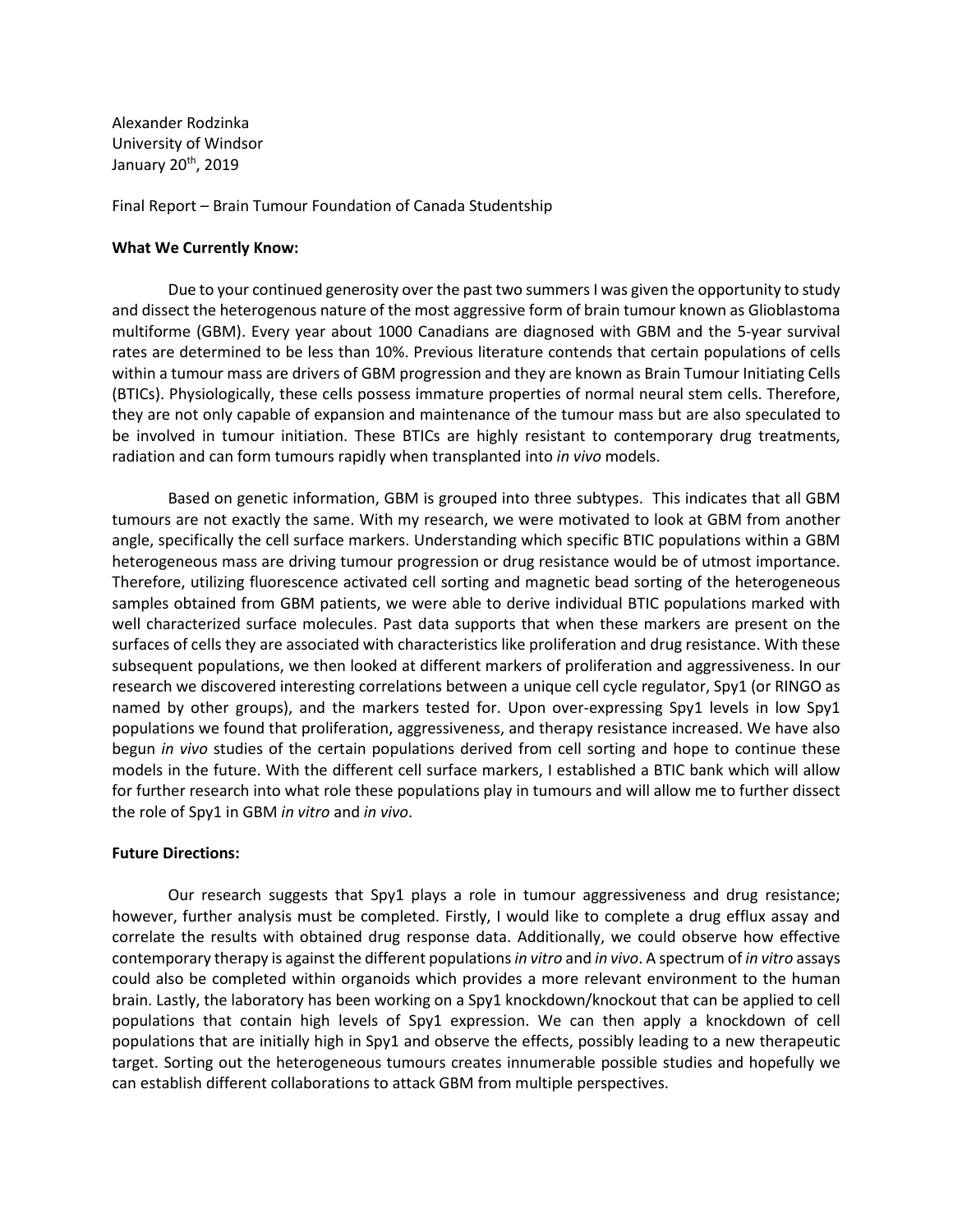Alexander Rodzinka
University of Windsor
January 20th, 2019

Final Report – Brain Tumour Foundation of Canada Studentship

**What We Currently Know:**

Due to your continued generosity over the past two summers I was given the opportunity to study and dissect the heterogenous nature of the most aggressive form of brain tumour known as Glioblastoma multiforme (GBM). Every year about 1000 Canadians are diagnosed with GBM and the 5-year survival rates are determined to be less than 10%. Previous literature contends that certain populations of cells within a tumour mass are drivers of GBM progression and they are known as Brain Tumour Initiating Cells (BTICs). Physiologically, these cells possess immature properties of normal neural stem cells. Therefore, they are not only capable of expansion and maintenance of the tumour mass but are also speculated to be involved in tumour initiation. These BTICs are highly resistant to contemporary drug treatments, radiation and can form tumours rapidly when transplanted into *in vivo* models.

Based on genetic information, GBM is grouped into three subtypes. This indicates that all GBM tumours are not exactly the same. With my research, we were motivated to look at GBM from another angle, specifically the cell surface markers. Understanding which specific BTIC populations within a GBM heterogeneous mass are driving tumour progression or drug resistance would be of utmost importance. Therefore, utilizing fluorescence activated cell sorting and magnetic bead sorting of the heterogeneous samples obtained from GBM patients, we were able to derive individual BTIC populations marked with well characterized surface molecules. Past data supports that when these markers are present on the surfaces of cells they are associated with characteristics like proliferation and drug resistance. With these subsequent populations, we then looked at different markers of proliferation and aggressiveness. In our research we discovered interesting correlations between a unique cell cycle regulator, Spy1 (or RINGO as named by other groups), and the markers tested for. Upon over-expressing Spy1 levels in low Spy1 populations we found that proliferation, aggressiveness, and therapy resistance increased. We have also begun *in vivo* studies of the certain populations derived from cell sorting and hope to continue these models in the future. With the different cell surface markers, I established a BTIC bank which will allow for further research into what role these populations play in tumours and will allow me to further dissect the role of Spy1 in GBM *in vitro* and *in vivo*.

**Future Directions:**

Our research suggests that Spy1 plays a role in tumour aggressiveness and drug resistance; however, further analysis must be completed. Firstly, I would like to complete a drug efflux assay and correlate the results with obtained drug response data. Additionally, we could observe how effective contemporary therapy is against the different populations *in vitro* and *in vivo*. A spectrum of *in vitro* assays could also be completed within organoids which provides a more relevant environment to the human brain. Lastly, the laboratory has been working on a Spy1 knockdown/knockout that can be applied to cell populations that contain high levels of Spy1 expression. We can then apply a knockdown of cell populations that are initially high in Spy1 and observe the effects, possibly leading to a new therapeutic target. Sorting out the heterogeneous tumours creates innumerable possible studies and hopefully we can establish different collaborations to attack GBM from multiple perspectives.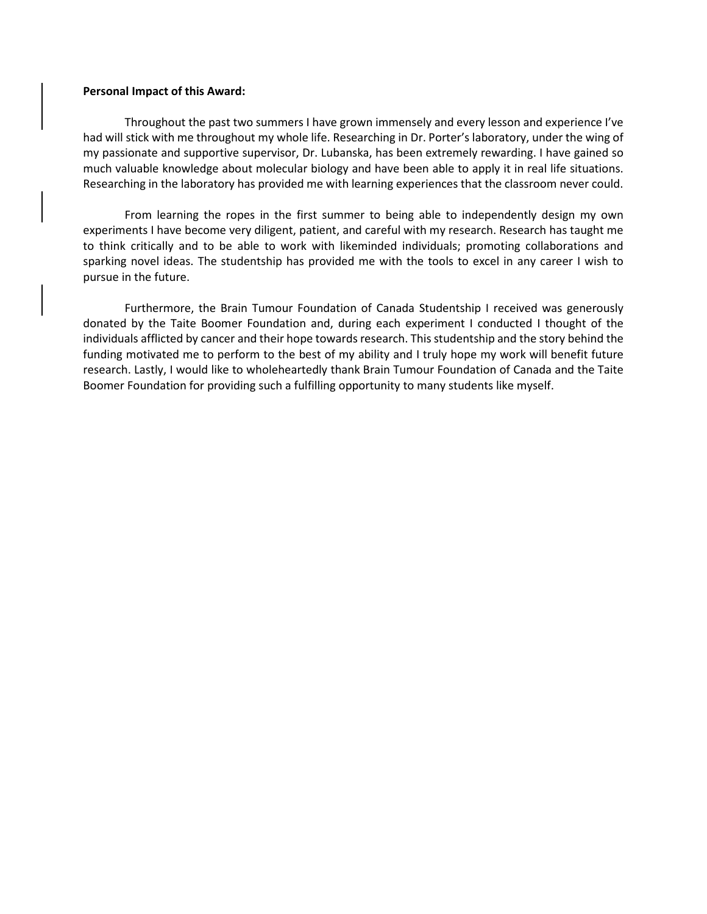**Personal Impact of this Award:**

Throughout the past two summers I have grown immensely and every lesson and experience I've had will stick with me throughout my whole life. Researching in Dr. Porter's laboratory, under the wing of my passionate and supportive supervisor, Dr. Lubanska, has been extremely rewarding. I have gained so much valuable knowledge about molecular biology and have been able to apply it in real life situations. Researching in the laboratory has provided me with learning experiences that the classroom never could.

From learning the ropes in the first summer to being able to independently design my own experiments I have become very diligent, patient, and careful with my research. Research has taught me to think critically and to be able to work with likeminded individuals; promoting collaborations and sparking novel ideas. The studentship has provided me with the tools to excel in any career I wish to pursue in the future.

Furthermore, the Brain Tumour Foundation of Canada Studentship I received was generously donated by the Taite Boomer Foundation and, during each experiment I conducted I thought of the individuals afflicted by cancer and their hope towards research. This studentship and the story behind the funding motivated me to perform to the best of my ability and I truly hope my work will benefit future research. Lastly, I would like to wholeheartedly thank Brain Tumour Foundation of Canada and the Taite Boomer Foundation for providing such a fulfilling opportunity to many students like myself.